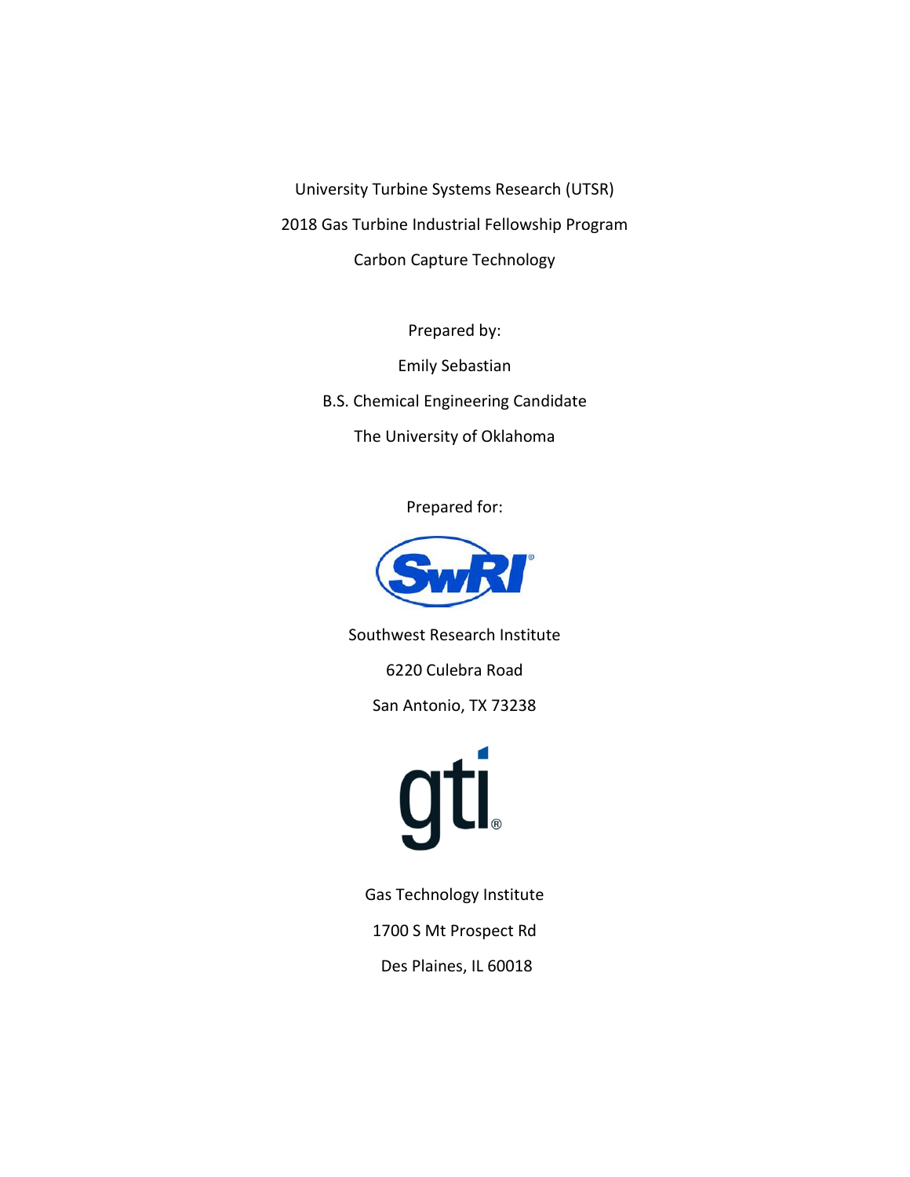University Turbine Systems Research (UTSR)

2018 Gas Turbine Industrial Fellowship Program

Carbon Capture Technology

Prepared by:

Emily Sebastian

B.S. Chemical Engineering Candidate

The University of Oklahoma

Prepared for:

SwRI

Southwest Research Institute

6220 Culebra Road

San Antonio, TX 73238

gti

Gas Technology Institute

1700 S Mt Prospect Rd

Des Plaines, IL 60018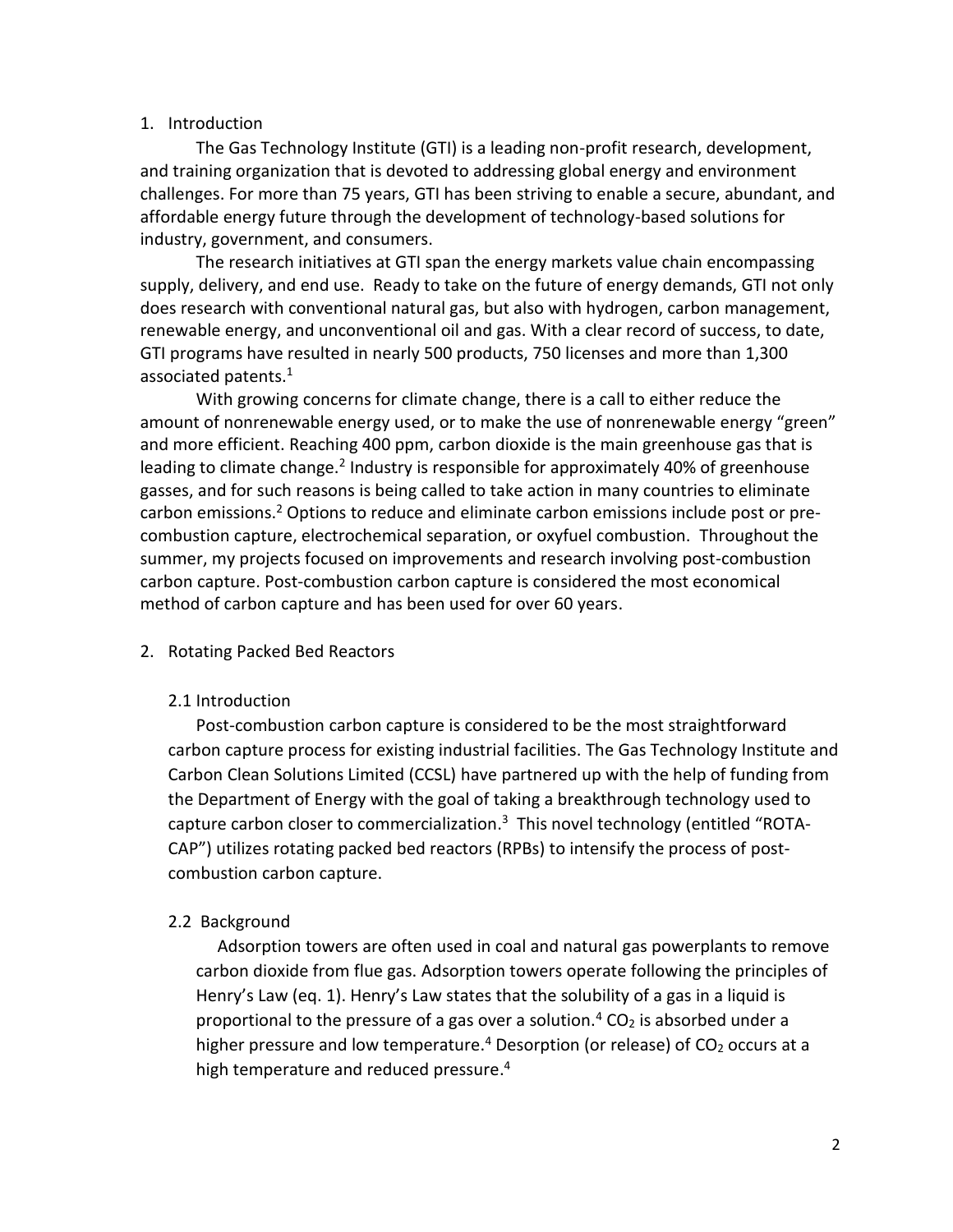## 1. Introduction

The Gas Technology Institute (GTI) is a leading non-profit research, development, and training organization that is devoted to addressing global energy and environment challenges. For more than 75 years, GTI has been striving to enable a secure, abundant, and affordable energy future through the development of technology-based solutions for industry, government, and consumers.

The research initiatives at GTI span the energy markets value chain encompassing supply, delivery, and end use. Ready to take on the future of energy demands, GTI not only does research with conventional natural gas, but also with hydrogen, carbon management, renewable energy, and unconventional oil and gas. With a clear record of success, to date, GTI programs have resulted in nearly 500 products, 750 licenses and more than 1,300 associated patents.[1]

With growing concerns for climate change, there is a call to either reduce the amount of nonrenewable energy used, or to make the use of nonrenewable energy "green" and more efficient. Reaching 400 ppm, carbon dioxide is the main greenhouse gas that is leading to climate change.[2] Industry is responsible for approximately 40% of greenhouse gasses, and for such reasons is being called to take action in many countries to eliminate carbon emissions.[2] Options to reduce and eliminate carbon emissions include post or pre-combustion capture, electrochemical separation, or oxyfuel combustion. Throughout the summer, my projects focused on improvements and research involving post-combustion carbon capture. Post-combustion carbon capture is considered the most economical method of carbon capture and has been used for over 60 years.

## 2. Rotating Packed Bed Reactors

### 2.1 Introduction

Post-combustion carbon capture is considered to be the most straightforward carbon capture process for existing industrial facilities. The Gas Technology Institute and Carbon Clean Solutions Limited (CCSL) have partnered up with the help of funding from the Department of Energy with the goal of taking a breakthrough technology used to capture carbon closer to commercialization.[3] This novel technology (entitled "ROTA-CAP") utilizes rotating packed bed reactors (RPBs) to intensify the process of post-combustion carbon capture.

### 2.2 Background

Adsorption towers are often used in coal and natural gas powerplants to remove carbon dioxide from flue gas. Adsorption towers operate following the principles of Henry's Law (eq. 1). Henry's Law states that the solubility of a gas in a liquid is proportional to the pressure of a gas over a solution.[4] $CO_2$ is absorbed under a higher pressure and low temperature.[4] Desorption (or release) of $CO_2$ occurs at a high temperature and reduced pressure.[4]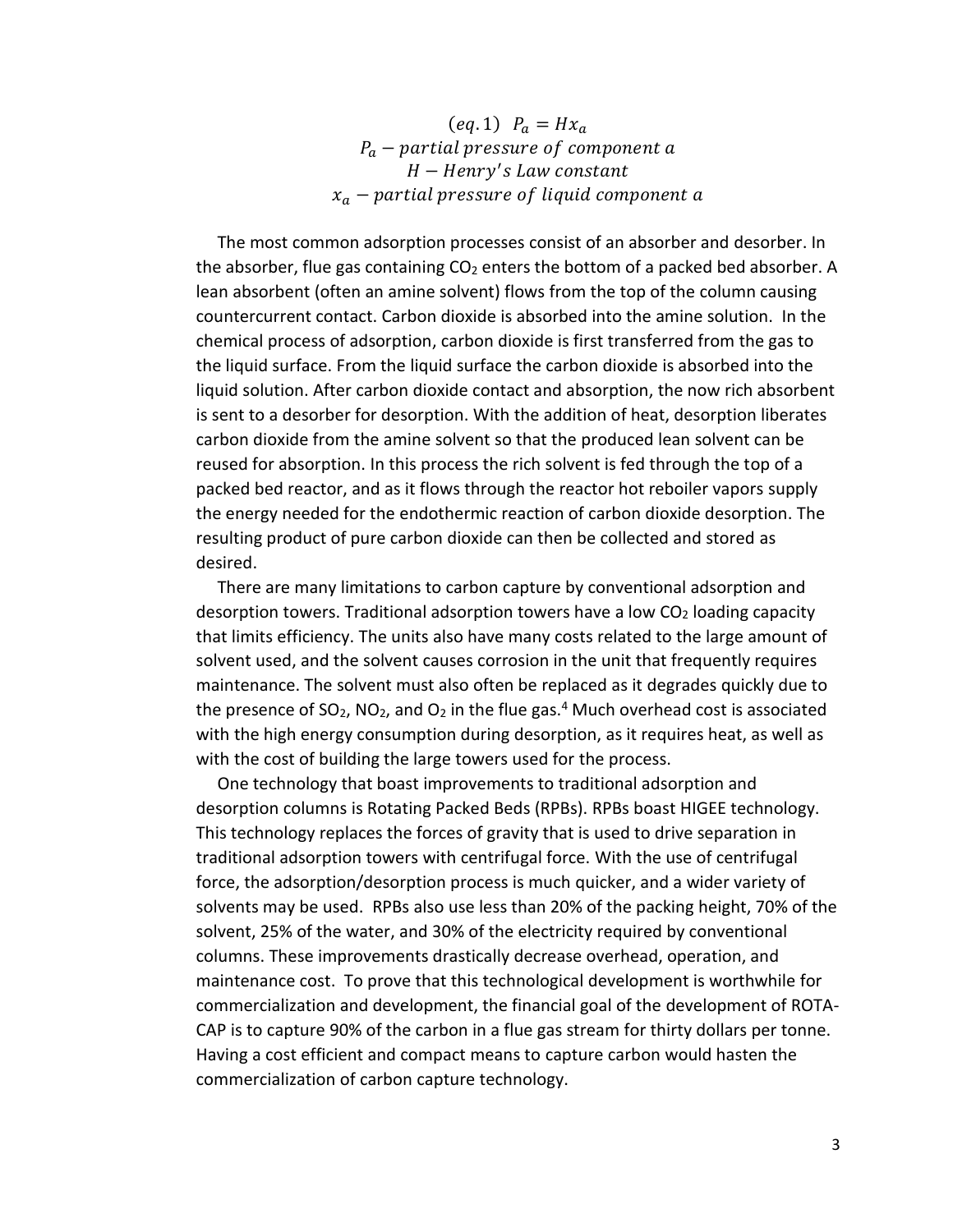$$(eq.1)\ \ P_a = Hx_a$$

$$P_a - partial\ pressure\ of\ component\ a$$

$$H - Henry's\ Law\ constant$$

$$x_a - partial\ pressure\ of\ liquid\ component\ a$$

The most common adsorption processes consist of an absorber and desorber. In the absorber, flue gas containing $CO_2$ enters the bottom of a packed bed absorber. A lean absorbent (often an amine solvent) flows from the top of the column causing countercurrent contact. Carbon dioxide is absorbed into the amine solution. In the chemical process of adsorption, carbon dioxide is first transferred from the gas to the liquid surface. From the liquid surface the carbon dioxide is absorbed into the liquid solution. After carbon dioxide contact and absorption, the now rich absorbent is sent to a desorber for desorption. With the addition of heat, desorption liberates carbon dioxide from the amine solvent so that the produced lean solvent can be reused for absorption. In this process the rich solvent is fed through the top of a packed bed reactor, and as it flows through the reactor hot reboiler vapors supply the energy needed for the endothermic reaction of carbon dioxide desorption. The resulting product of pure carbon dioxide can then be collected and stored as desired.

There are many limitations to carbon capture by conventional adsorption and desorption towers. Traditional adsorption towers have a low $CO_2$ loading capacity that limits efficiency. The units also have many costs related to the large amount of solvent used, and the solvent causes corrosion in the unit that frequently requires maintenance. The solvent must also often be replaced as it degrades quickly due to the presence of $SO_2$, $NO_2$, and $O_2$ in the flue gas.[4] Much overhead cost is associated with the high energy consumption during desorption, as it requires heat, as well as with the cost of building the large towers used for the process.

One technology that boast improvements to traditional adsorption and desorption columns is Rotating Packed Beds (RPBs). RPBs boast HIGEE technology. This technology replaces the forces of gravity that is used to drive separation in traditional adsorption towers with centrifugal force. With the use of centrifugal force, the adsorption/desorption process is much quicker, and a wider variety of solvents may be used. RPBs also use less than 20% of the packing height, 70% of the solvent, 25% of the water, and 30% of the electricity required by conventional columns. These improvements drastically decrease overhead, operation, and maintenance cost. To prove that this technological development is worthwhile for commercialization and development, the financial goal of the development of ROTA-CAP is to capture 90% of the carbon in a flue gas stream for thirty dollars per tonne. Having a cost efficient and compact means to capture carbon would hasten the commercialization of carbon capture technology.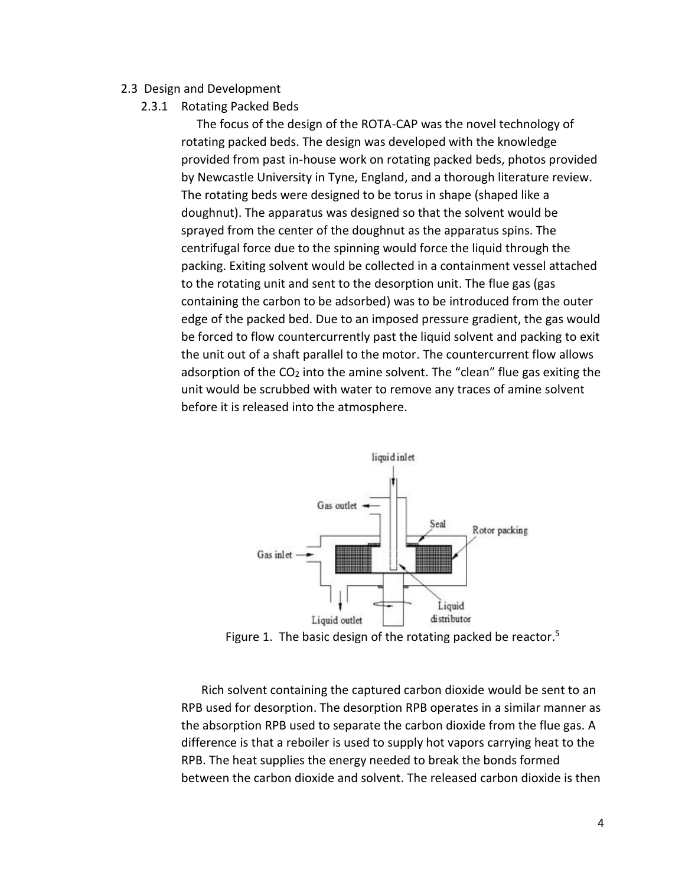## 2.3 Design and Development

### 2.3.1 Rotating Packed Beds

The focus of the design of the ROTA-CAP was the novel technology of rotating packed beds. The design was developed with the knowledge provided from past in-house work on rotating packed beds, photos provided by Newcastle University in Tyne, England, and a thorough literature review. The rotating beds were designed to be torus in shape (shaped like a doughnut). The apparatus was designed so that the solvent would be sprayed from the center of the doughnut as the apparatus spins. The centrifugal force due to the spinning would force the liquid through the packing. Exiting solvent would be collected in a containment vessel attached to the rotating unit and sent to the desorption unit. The flue gas (gas containing the carbon to be adsorbed) was to be introduced from the outer edge of the packed bed. Due to an imposed pressure gradient, the gas would be forced to flow countercurrently past the liquid solvent and packing to exit the unit out of a shaft parallel to the motor. The countercurrent flow allows adsorption of the $CO_2$ into the amine solvent. The "clean" flue gas exiting the unit would be scrubbed with water to remove any traces of amine solvent before it is released into the atmosphere.

Figure 1. The basic design of the rotating packed be reactor.[5]

Rich solvent containing the captured carbon dioxide would be sent to an RPB used for desorption. The desorption RPB operates in a similar manner as the absorption RPB used to separate the carbon dioxide from the flue gas. A difference is that a reboiler is used to supply hot vapors carrying heat to the RPB. The heat supplies the energy needed to break the bonds formed between the carbon dioxide and solvent. The released carbon dioxide is then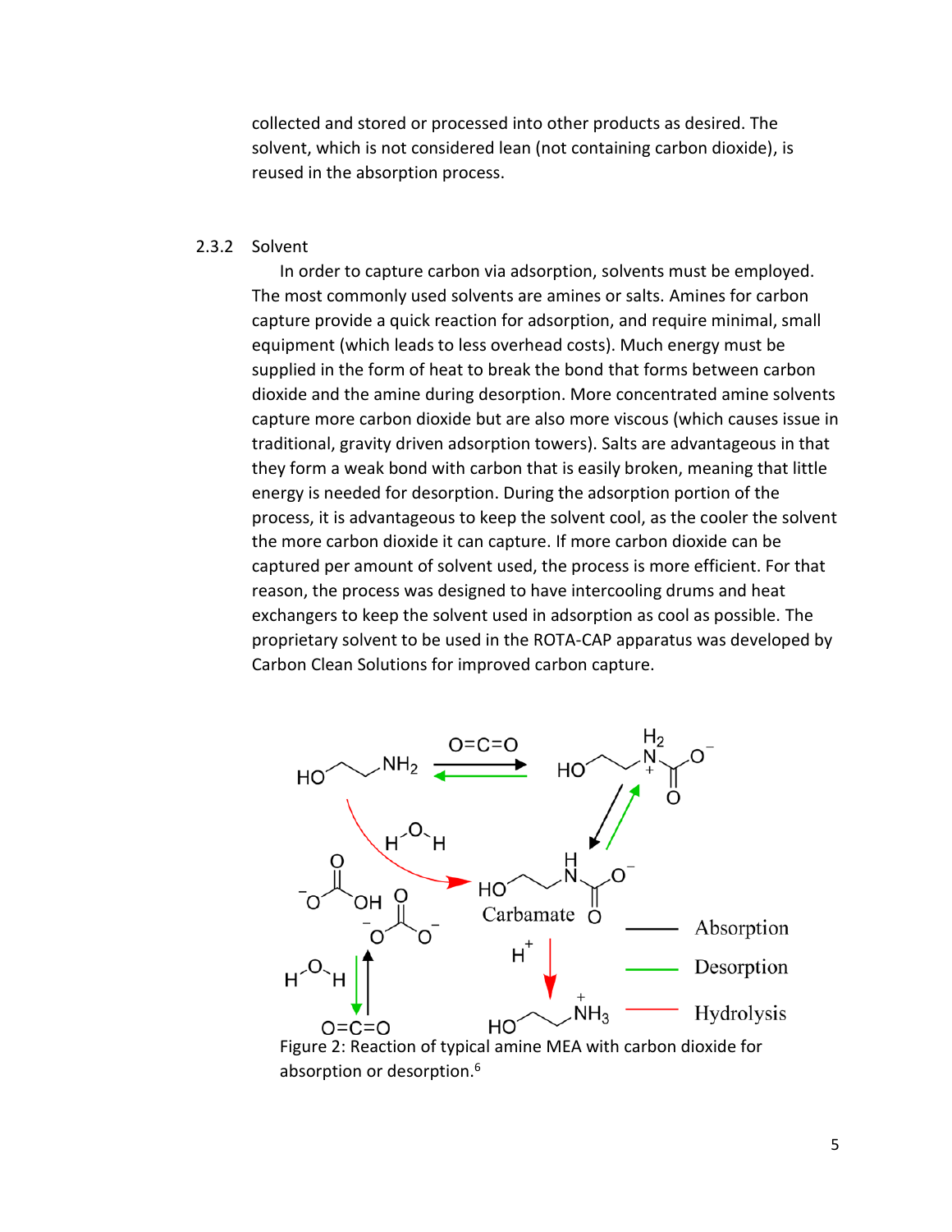collected and stored or processed into other products as desired. The solvent, which is not considered lean (not containing carbon dioxide), is reused in the absorption process.

### 2.3.2 Solvent

In order to capture carbon via adsorption, solvents must be employed. The most commonly used solvents are amines or salts. Amines for carbon capture provide a quick reaction for adsorption, and require minimal, small equipment (which leads to less overhead costs). Much energy must be supplied in the form of heat to break the bond that forms between carbon dioxide and the amine during desorption. More concentrated amine solvents capture more carbon dioxide but are also more viscous (which causes issue in traditional, gravity driven adsorption towers). Salts are advantageous in that they form a weak bond with carbon that is easily broken, meaning that little energy is needed for desorption. During the adsorption portion of the process, it is advantageous to keep the solvent cool, as the cooler the solvent the more carbon dioxide it can capture. If more carbon dioxide can be captured per amount of solvent used, the process is more efficient. For that reason, the process was designed to have intercooling drums and heat exchangers to keep the solvent used in adsorption as cool as possible. The proprietary solvent to be used in the ROTA-CAP apparatus was developed by Carbon Clean Solutions for improved carbon capture.

Figure 2: Reaction of typical amine MEA with carbon dioxide for absorption or desorption.[6]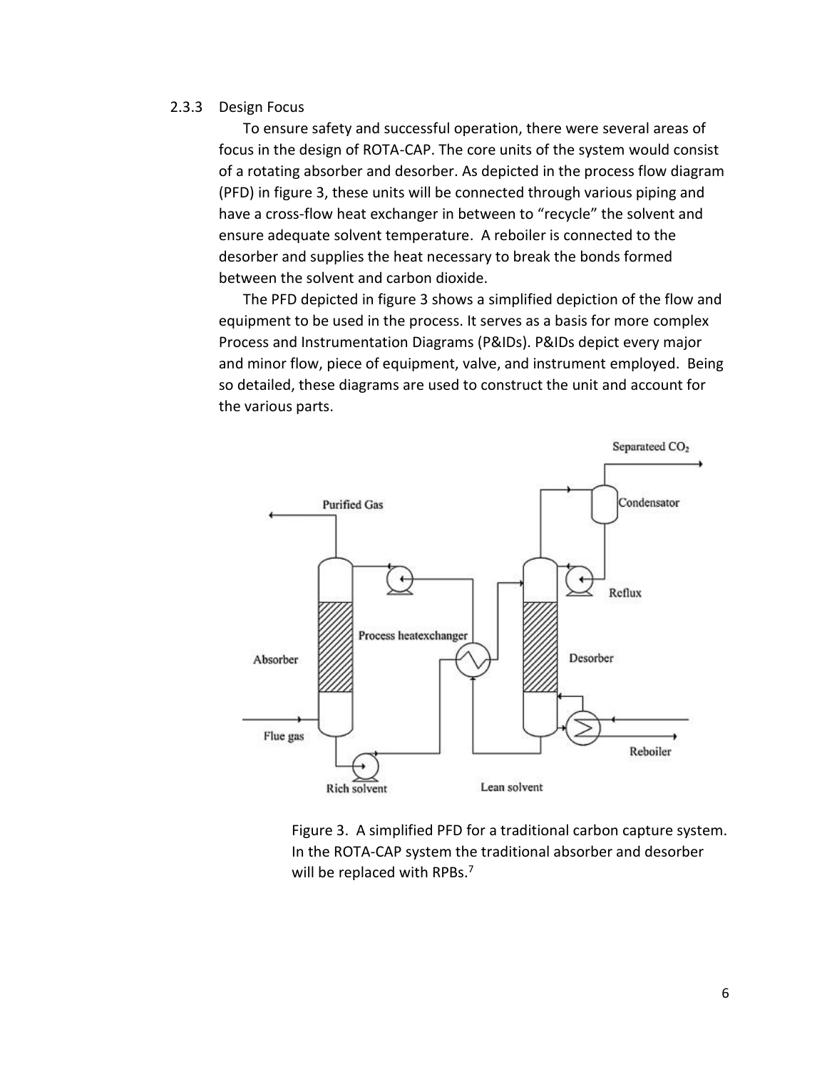### 2.3.3 Design Focus

To ensure safety and successful operation, there were several areas of focus in the design of ROTA-CAP. The core units of the system would consist of a rotating absorber and desorber. As depicted in the process flow diagram (PFD) in figure 3, these units will be connected through various piping and have a cross-flow heat exchanger in between to "recycle" the solvent and ensure adequate solvent temperature. A reboiler is connected to the desorber and supplies the heat necessary to break the bonds formed between the solvent and carbon dioxide.

The PFD depicted in figure 3 shows a simplified depiction of the flow and equipment to be used in the process. It serves as a basis for more complex Process and Instrumentation Diagrams (P&IDs). P&IDs depict every major and minor flow, piece of equipment, valve, and instrument employed. Being so detailed, these diagrams are used to construct the unit and account for the various parts.

Figure 3. A simplified PFD for a traditional carbon capture system. In the ROTA-CAP system the traditional absorber and desorber will be replaced with RPBs.[7]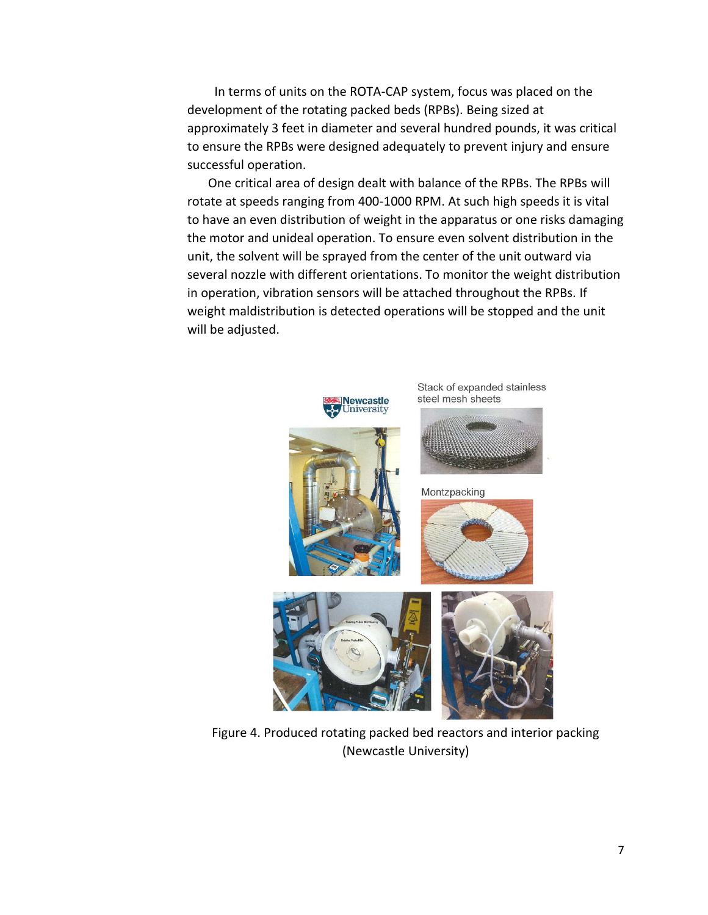In terms of units on the ROTA-CAP system, focus was placed on the development of the rotating packed beds (RPBs). Being sized at approximately 3 feet in diameter and several hundred pounds, it was critical to ensure the RPBs were designed adequately to prevent injury and ensure successful operation.

One critical area of design dealt with balance of the RPBs. The RPBs will rotate at speeds ranging from 400-1000 RPM. At such high speeds it is vital to have an even distribution of weight in the apparatus or one risks damaging the motor and unideal operation. To ensure even solvent distribution in the unit, the solvent will be sprayed from the center of the unit outward via several nozzle with different orientations. To monitor the weight distribution in operation, vibration sensors will be attached throughout the RPBs. If weight maldistribution is detected operations will be stopped and the unit will be adjusted.

Figure 4. Produced rotating packed bed reactors and interior packing (Newcastle University)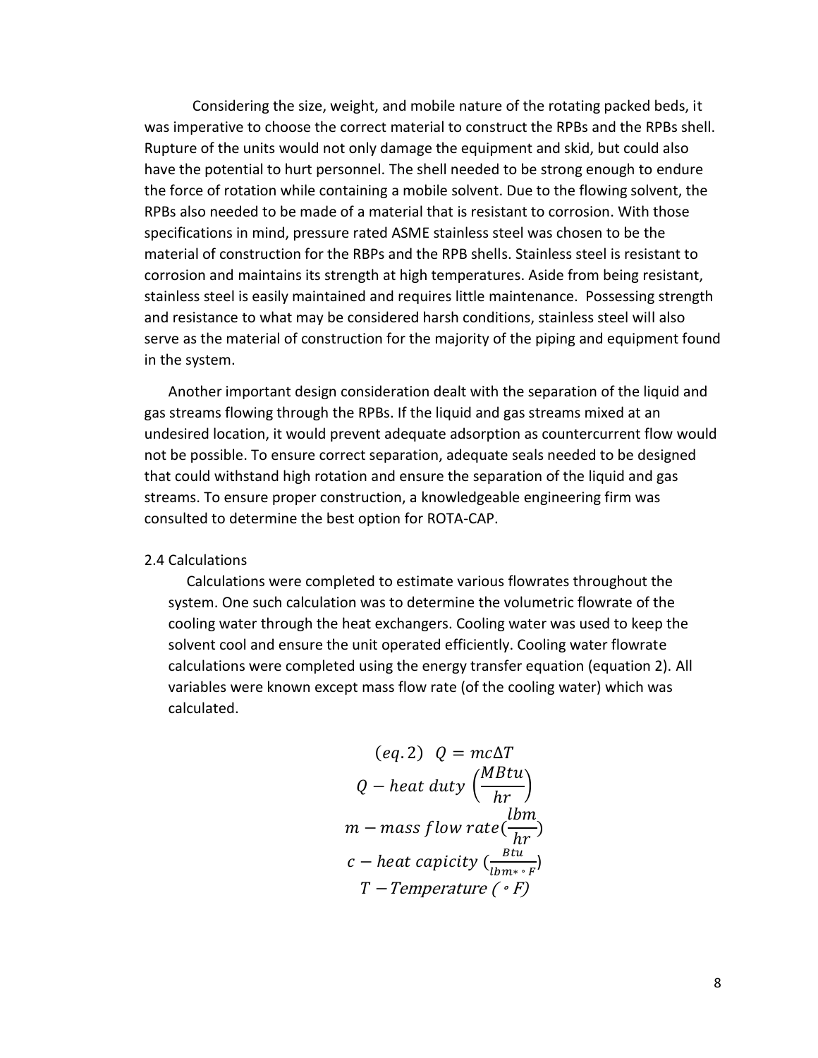Considering the size, weight, and mobile nature of the rotating packed beds, it was imperative to choose the correct material to construct the RPBs and the RPBs shell. Rupture of the units would not only damage the equipment and skid, but could also have the potential to hurt personnel. The shell needed to be strong enough to endure the force of rotation while containing a mobile solvent. Due to the flowing solvent, the RPBs also needed to be made of a material that is resistant to corrosion. With those specifications in mind, pressure rated ASME stainless steel was chosen to be the material of construction for the RBPs and the RPB shells. Stainless steel is resistant to corrosion and maintains its strength at high temperatures. Aside from being resistant, stainless steel is easily maintained and requires little maintenance. Possessing strength and resistance to what may be considered harsh conditions, stainless steel will also serve as the material of construction for the majority of the piping and equipment found in the system.

Another important design consideration dealt with the separation of the liquid and gas streams flowing through the RPBs. If the liquid and gas streams mixed at an undesired location, it would prevent adequate adsorption as countercurrent flow would not be possible. To ensure correct separation, adequate seals needed to be designed that could withstand high rotation and ensure the separation of the liquid and gas streams. To ensure proper construction, a knowledgeable engineering firm was consulted to determine the best option for ROTA-CAP.

## 2.4 Calculations

Calculations were completed to estimate various flowrates throughout the system. One such calculation was to determine the volumetric flowrate of the cooling water through the heat exchangers. Cooling water was used to keep the solvent cool and ensure the unit operated efficiently. Cooling water flowrate calculations were completed using the energy transfer equation (equation 2). All variables were known except mass flow rate (of the cooling water) which was calculated.

$$(eq. 2) \quad Q = mc\Delta T$$

$$Q - heat\ duty\ \left(\frac{MBtu}{hr}\right)$$

$$m - mass\ flow\ rate\left(\frac{lbm}{hr}\right)$$

$$c - heat\ capicity\ \left(\frac{Btu}{lbm * {}^\circ F}\right)$$

$$T - Temperature\ ({}^\circ F)$$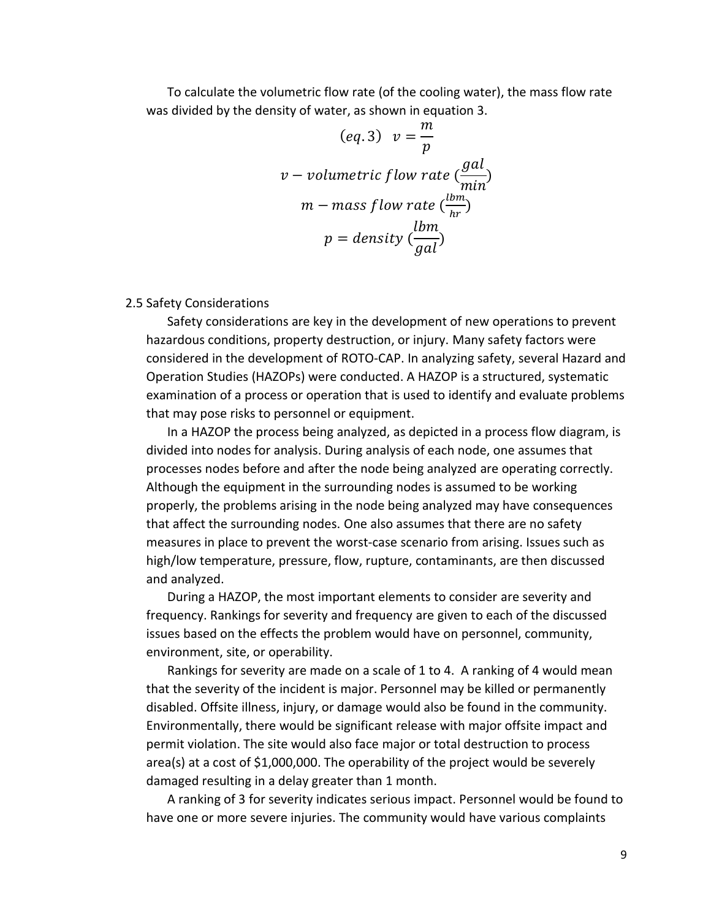To calculate the volumetric flow rate (of the cooling water), the mass flow rate was divided by the density of water, as shown in equation 3.

$$(eq. 3) \quad v = \frac{m}{p}$$

$$v - volumetric\ flow\ rate\ (\frac{gal}{min})$$

$$m - mass\ flow\ rate\ (\frac{lbm}{hr})$$

$$p = density\ (\frac{lbm}{gal})$$

## 2.5 Safety Considerations

Safety considerations are key in the development of new operations to prevent hazardous conditions, property destruction, or injury. Many safety factors were considered in the development of ROTO-CAP. In analyzing safety, several Hazard and Operation Studies (HAZOPs) were conducted. A HAZOP is a structured, systematic examination of a process or operation that is used to identify and evaluate problems that may pose risks to personnel or equipment.

In a HAZOP the process being analyzed, as depicted in a process flow diagram, is divided into nodes for analysis. During analysis of each node, one assumes that processes nodes before and after the node being analyzed are operating correctly. Although the equipment in the surrounding nodes is assumed to be working properly, the problems arising in the node being analyzed may have consequences that affect the surrounding nodes. One also assumes that there are no safety measures in place to prevent the worst-case scenario from arising. Issues such as high/low temperature, pressure, flow, rupture, contaminants, are then discussed and analyzed.

During a HAZOP, the most important elements to consider are severity and frequency. Rankings for severity and frequency are given to each of the discussed issues based on the effects the problem would have on personnel, community, environment, site, or operability.

Rankings for severity are made on a scale of 1 to 4. A ranking of 4 would mean that the severity of the incident is major. Personnel may be killed or permanently disabled. Offsite illness, injury, or damage would also be found in the community. Environmentally, there would be significant release with major offsite impact and permit violation. The site would also face major or total destruction to process area(s) at a cost of $1,000,000. The operability of the project would be severely damaged resulting in a delay greater than 1 month.

A ranking of 3 for severity indicates serious impact. Personnel would be found to have one or more severe injuries. The community would have various complaints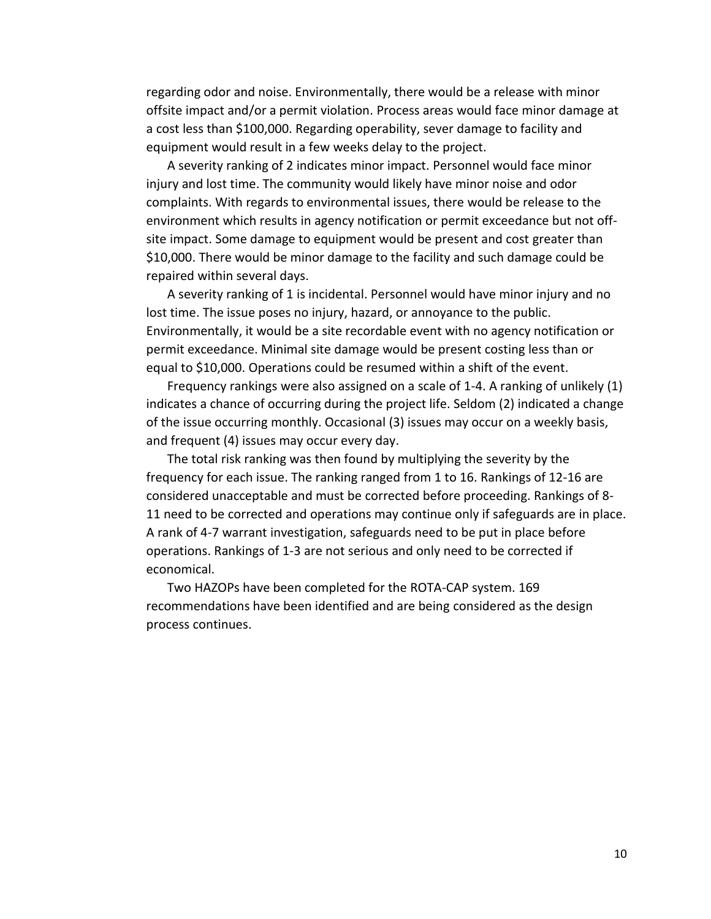regarding odor and noise. Environmentally, there would be a release with minor offsite impact and/or a permit violation. Process areas would face minor damage at a cost less than $100,000. Regarding operability, sever damage to facility and equipment would result in a few weeks delay to the project.

A severity ranking of 2 indicates minor impact. Personnel would face minor injury and lost time. The community would likely have minor noise and odor complaints. With regards to environmental issues, there would be release to the environment which results in agency notification or permit exceedance but not off-site impact. Some damage to equipment would be present and cost greater than $10,000. There would be minor damage to the facility and such damage could be repaired within several days.

A severity ranking of 1 is incidental. Personnel would have minor injury and no lost time. The issue poses no injury, hazard, or annoyance to the public. Environmentally, it would be a site recordable event with no agency notification or permit exceedance. Minimal site damage would be present costing less than or equal to $10,000. Operations could be resumed within a shift of the event.

Frequency rankings were also assigned on a scale of 1-4. A ranking of unlikely (1) indicates a chance of occurring during the project life. Seldom (2) indicated a change of the issue occurring monthly. Occasional (3) issues may occur on a weekly basis, and frequent (4) issues may occur every day.

The total risk ranking was then found by multiplying the severity by the frequency for each issue. The ranking ranged from 1 to 16. Rankings of 12-16 are considered unacceptable and must be corrected before proceeding. Rankings of 8-11 need to be corrected and operations may continue only if safeguards are in place. A rank of 4-7 warrant investigation, safeguards need to be put in place before operations. Rankings of 1-3 are not serious and only need to be corrected if economical.

Two HAZOPs have been completed for the ROTA-CAP system. 169 recommendations have been identified and are being considered as the design process continues.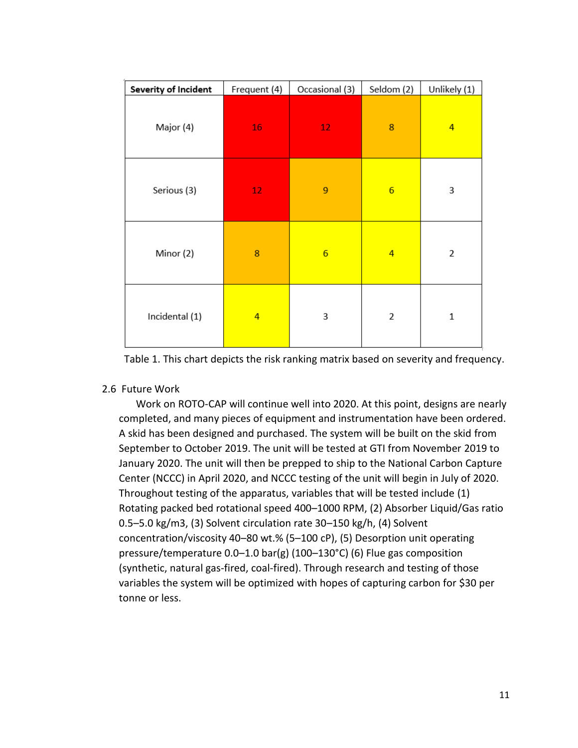| **Severity of Incident** | Frequent (4) | Occasional (3) | Seldom (2) | Unlikely (1) |
|---|---|---|---|---|
| Major (4) | 16 | 12 | 8 | 4 |
| Serious (3) | 12 | 9 | 6 | 3 |
| Minor (2) | 8 | 6 | 4 | 2 |
| Incidental (1) | 4 | 3 | 2 | 1 |

Table 1. This chart depicts the risk ranking matrix based on severity and frequency.

### 2.6 Future Work

Work on ROTO-CAP will continue well into 2020. At this point, designs are nearly completed, and many pieces of equipment and instrumentation have been ordered. A skid has been designed and purchased. The system will be built on the skid from September to October 2019. The unit will be tested at GTI from November 2019 to January 2020. The unit will then be prepped to ship to the National Carbon Capture Center (NCCC) in April 2020, and NCCC testing of the unit will begin in July of 2020. Throughout testing of the apparatus, variables that will be tested include (1) Rotating packed bed rotational speed 400–1000 RPM, (2) Absorber Liquid/Gas ratio 0.5–5.0 kg/m3, (3) Solvent circulation rate 30–150 kg/h, (4) Solvent concentration/viscosity 40–80 wt.% (5–100 cP), (5) Desorption unit operating pressure/temperature 0.0–1.0 bar(g) (100–130°C) (6) Flue gas composition (synthetic, natural gas-fired, coal-fired). Through research and testing of those variables the system will be optimized with hopes of capturing carbon for $30 per tonne or less.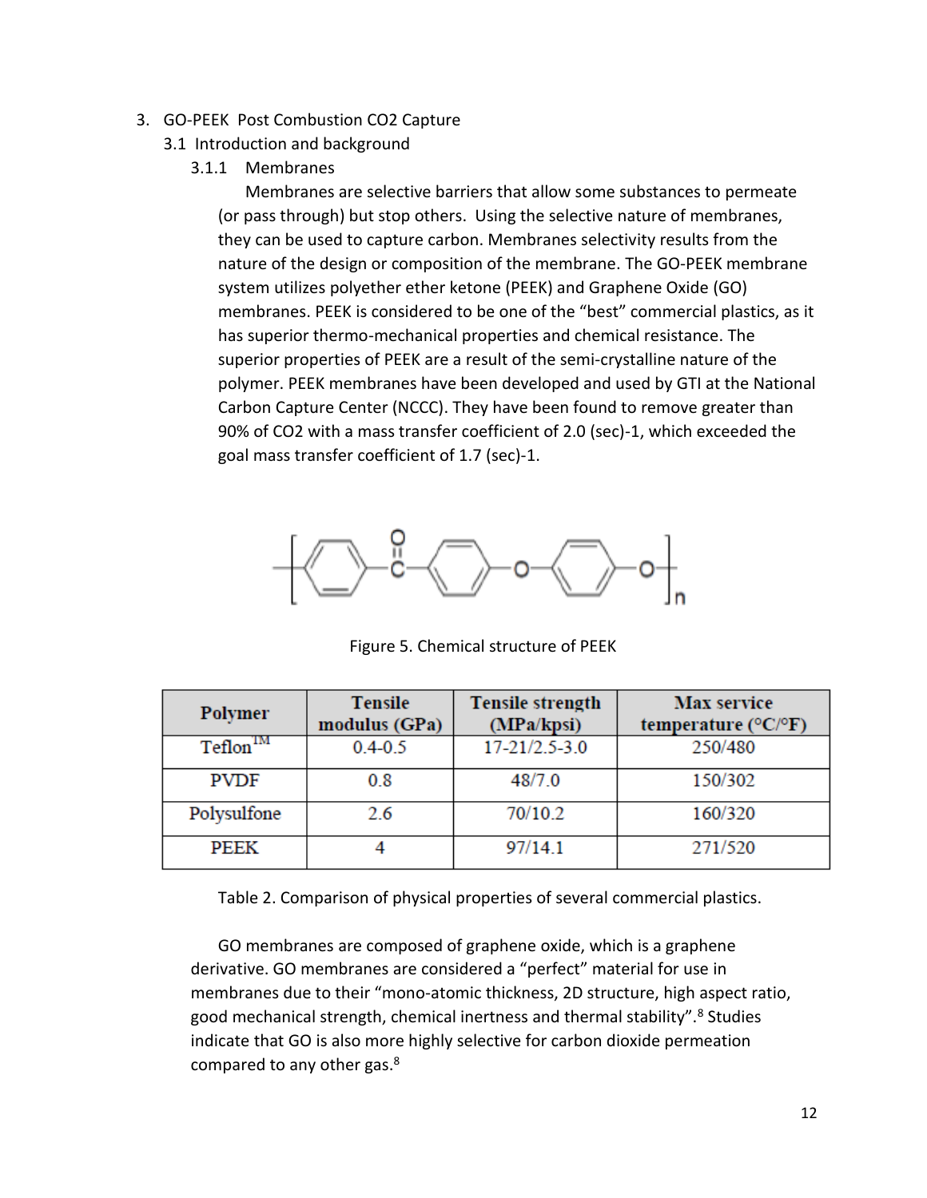3. GO-PEEK Post Combustion CO2 Capture

## 3.1 Introduction and background

### 3.1.1 Membranes

Membranes are selective barriers that allow some substances to permeate (or pass through) but stop others. Using the selective nature of membranes, they can be used to capture carbon. Membranes selectivity results from the nature of the design or composition of the membrane. The GO-PEEK membrane system utilizes polyether ether ketone (PEEK) and Graphene Oxide (GO) membranes. PEEK is considered to be one of the "best" commercial plastics, as it has superior thermo-mechanical properties and chemical resistance. The superior properties of PEEK are a result of the semi-crystalline nature of the polymer. PEEK membranes have been developed and used by GTI at the National Carbon Capture Center (NCCC). They have been found to remove greater than 90% of CO2 with a mass transfer coefficient of 2.0 (sec)-1, which exceeded the goal mass transfer coefficient of 1.7 (sec)-1.

Figure 5. Chemical structure of PEEK

| Polymer | Tensile modulus (GPa) | Tensile strength (MPa/kpsi) | Max service temperature (°C/°F) |
|---|---|---|---|
| Teflon™ | 0.4-0.5 | 17-21/2.5-3.0 | 250/480 |
| PVDF | 0.8 | 48/7.0 | 150/302 |
| Polysulfone | 2.6 | 70/10.2 | 160/320 |
| PEEK | 4 | 97/14.1 | 271/520 |

Table 2. Comparison of physical properties of several commercial plastics.

GO membranes are composed of graphene oxide, which is a graphene derivative. GO membranes are considered a "perfect" material for use in membranes due to their "mono-atomic thickness, 2D structure, high aspect ratio, good mechanical strength, chemical inertness and thermal stability".[8] Studies indicate that GO is also more highly selective for carbon dioxide permeation compared to any other gas.[8]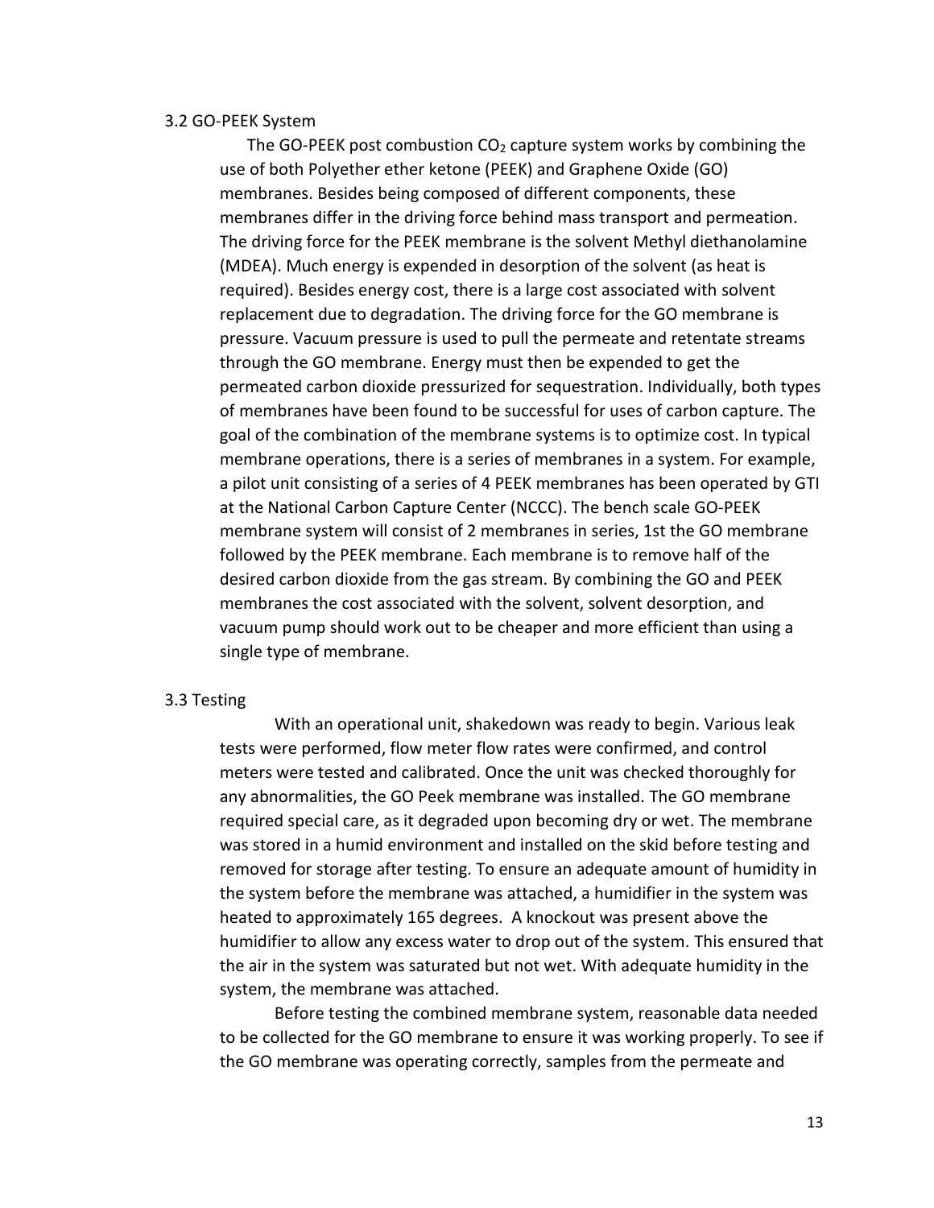### 3.2 GO-PEEK System

The GO-PEEK post combustion $CO_2$ capture system works by combining the use of both Polyether ether ketone (PEEK) and Graphene Oxide (GO) membranes. Besides being composed of different components, these membranes differ in the driving force behind mass transport and permeation. The driving force for the PEEK membrane is the solvent Methyl diethanolamine (MDEA). Much energy is expended in desorption of the solvent (as heat is required). Besides energy cost, there is a large cost associated with solvent replacement due to degradation. The driving force for the GO membrane is pressure. Vacuum pressure is used to pull the permeate and retentate streams through the GO membrane. Energy must then be expended to get the permeated carbon dioxide pressurized for sequestration. Individually, both types of membranes have been found to be successful for uses of carbon capture. The goal of the combination of the membrane systems is to optimize cost. In typical membrane operations, there is a series of membranes in a system. For example, a pilot unit consisting of a series of 4 PEEK membranes has been operated by GTI at the National Carbon Capture Center (NCCC). The bench scale GO-PEEK membrane system will consist of 2 membranes in series, 1st the GO membrane followed by the PEEK membrane. Each membrane is to remove half of the desired carbon dioxide from the gas stream. By combining the GO and PEEK membranes the cost associated with the solvent, solvent desorption, and vacuum pump should work out to be cheaper and more efficient than using a single type of membrane.

### 3.3 Testing

With an operational unit, shakedown was ready to begin. Various leak tests were performed, flow meter flow rates were confirmed, and control meters were tested and calibrated. Once the unit was checked thoroughly for any abnormalities, the GO Peek membrane was installed. The GO membrane required special care, as it degraded upon becoming dry or wet. The membrane was stored in a humid environment and installed on the skid before testing and removed for storage after testing. To ensure an adequate amount of humidity in the system before the membrane was attached, a humidifier in the system was heated to approximately 165 degrees. A knockout was present above the humidifier to allow any excess water to drop out of the system. This ensured that the air in the system was saturated but not wet. With adequate humidity in the system, the membrane was attached.

Before testing the combined membrane system, reasonable data needed to be collected for the GO membrane to ensure it was working properly. To see if the GO membrane was operating correctly, samples from the permeate and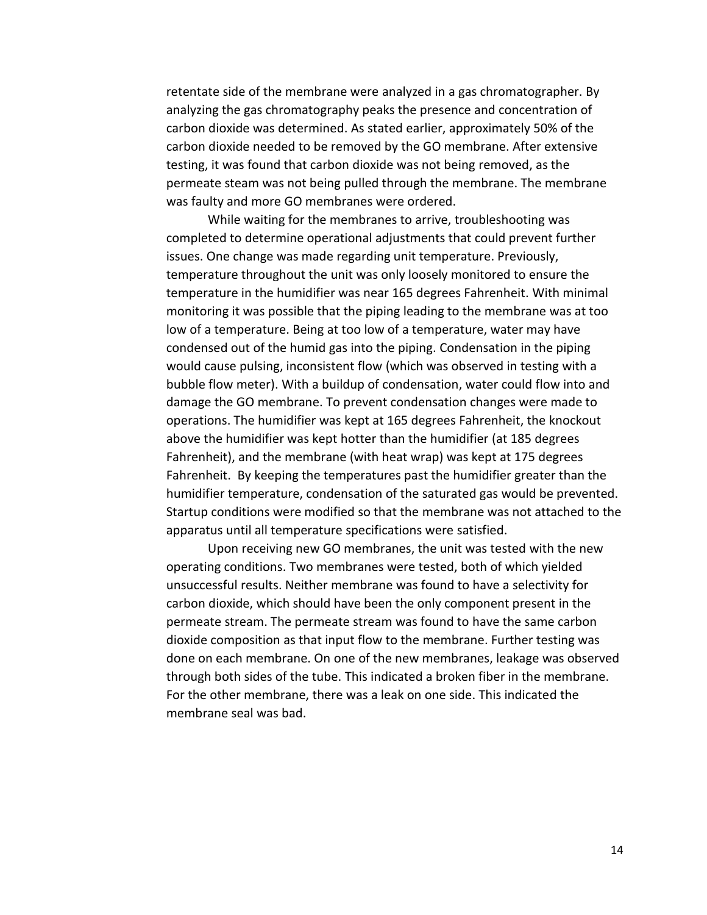retentate side of the membrane were analyzed in a gas chromatographer. By analyzing the gas chromatography peaks the presence and concentration of carbon dioxide was determined. As stated earlier, approximately 50% of the carbon dioxide needed to be removed by the GO membrane. After extensive testing, it was found that carbon dioxide was not being removed, as the permeate steam was not being pulled through the membrane. The membrane was faulty and more GO membranes were ordered.

While waiting for the membranes to arrive, troubleshooting was completed to determine operational adjustments that could prevent further issues. One change was made regarding unit temperature. Previously, temperature throughout the unit was only loosely monitored to ensure the temperature in the humidifier was near 165 degrees Fahrenheit. With minimal monitoring it was possible that the piping leading to the membrane was at too low of a temperature. Being at too low of a temperature, water may have condensed out of the humid gas into the piping. Condensation in the piping would cause pulsing, inconsistent flow (which was observed in testing with a bubble flow meter). With a buildup of condensation, water could flow into and damage the GO membrane. To prevent condensation changes were made to operations. The humidifier was kept at 165 degrees Fahrenheit, the knockout above the humidifier was kept hotter than the humidifier (at 185 degrees Fahrenheit), and the membrane (with heat wrap) was kept at 175 degrees Fahrenheit. By keeping the temperatures past the humidifier greater than the humidifier temperature, condensation of the saturated gas would be prevented. Startup conditions were modified so that the membrane was not attached to the apparatus until all temperature specifications were satisfied.

Upon receiving new GO membranes, the unit was tested with the new operating conditions. Two membranes were tested, both of which yielded unsuccessful results. Neither membrane was found to have a selectivity for carbon dioxide, which should have been the only component present in the permeate stream. The permeate stream was found to have the same carbon dioxide composition as that input flow to the membrane. Further testing was done on each membrane. On one of the new membranes, leakage was observed through both sides of the tube. This indicated a broken fiber in the membrane. For the other membrane, there was a leak on one side. This indicated the membrane seal was bad.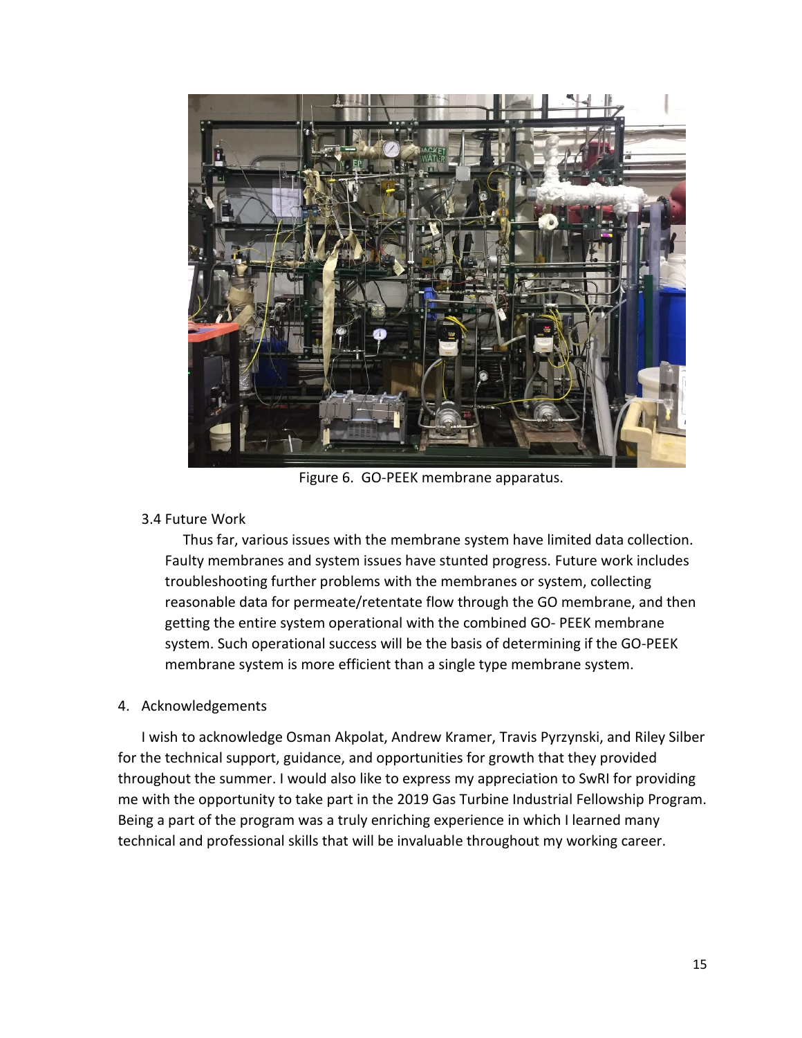Figure 6. GO-PEEK membrane apparatus.

### 3.4 Future Work

Thus far, various issues with the membrane system have limited data collection. Faulty membranes and system issues have stunted progress. Future work includes troubleshooting further problems with the membranes or system, collecting reasonable data for permeate/retentate flow through the GO membrane, and then getting the entire system operational with the combined GO- PEEK membrane system. Such operational success will be the basis of determining if the GO-PEEK membrane system is more efficient than a single type membrane system.

## 4. Acknowledgements

I wish to acknowledge Osman Akpolat, Andrew Kramer, Travis Pyrzynski, and Riley Silber for the technical support, guidance, and opportunities for growth that they provided throughout the summer. I would also like to express my appreciation to SwRI for providing me with the opportunity to take part in the 2019 Gas Turbine Industrial Fellowship Program. Being a part of the program was a truly enriching experience in which I learned many technical and professional skills that will be invaluable throughout my working career.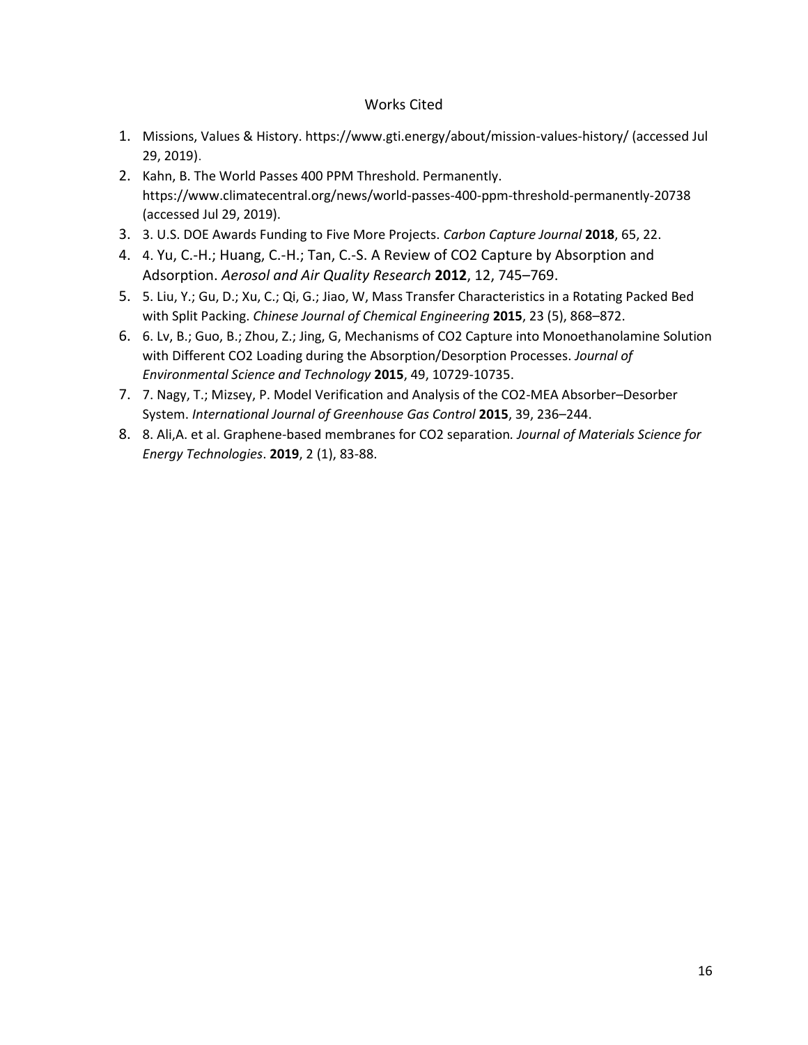# Works Cited

1. Missions, Values & History. https://www.gti.energy/about/mission-values-history/ (accessed Jul 29, 2019).
2. Kahn, B. The World Passes 400 PPM Threshold. Permanently. https://www.climatecentral.org/news/world-passes-400-ppm-threshold-permanently-20738 (accessed Jul 29, 2019).
3. 3. U.S. DOE Awards Funding to Five More Projects. *Carbon Capture Journal* **2018**, 65, 22.
4. 4. Yu, C.-H.; Huang, C.-H.; Tan, C.-S. A Review of CO2 Capture by Absorption and Adsorption. *Aerosol and Air Quality Research* **2012**, 12, 745–769.
5. 5. Liu, Y.; Gu, D.; Xu, C.; Qi, G.; Jiao, W, Mass Transfer Characteristics in a Rotating Packed Bed with Split Packing. *Chinese Journal of Chemical Engineering* **2015**, 23 (5), 868–872.
6. 6. Lv, B.; Guo, B.; Zhou, Z.; Jing, G, Mechanisms of CO2 Capture into Monoethanolamine Solution with Different CO2 Loading during the Absorption/Desorption Processes. *Journal of Environmental Science and Technology* **2015**, 49, 10729-10735.
7. 7. Nagy, T.; Mizsey, P. Model Verification and Analysis of the CO2-MEA Absorber–Desorber System. *International Journal of Greenhouse Gas Control* **2015**, 39, 236–244.
8. 8. Ali,A. et al. Graphene-based membranes for CO2 separation*. Journal of Materials Science for Energy Technologies*. **2019**, 2 (1), 83-88.